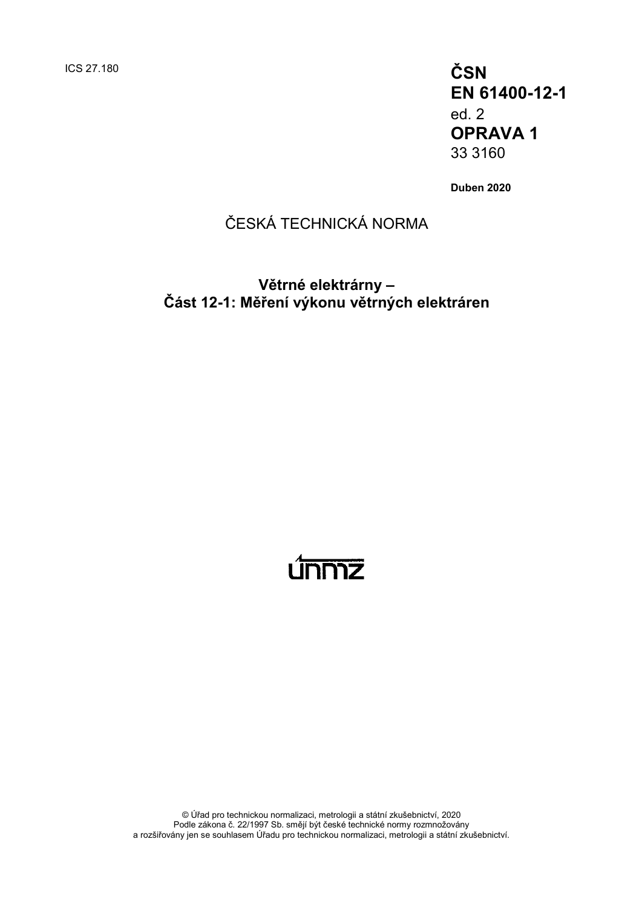ICS 27.180

**ČSN**
**EN 61400-12-1**
ed. 2
**OPRAVA 1**
33 3160

**Duben 2020**

ČESKÁ TECHNICKÁ NORMA

# Větrné elektrárny – Část 12-1: Měření výkonu větrných elektráren

© Úřad pro technickou normalizaci, metrologii a státní zkušebnictví, 2020
Podle zákona č. 22/1997 Sb. smějí být české technické normy rozmnožovány
a rozšiřovány jen se souhlasem Úřadu pro technickou normalizaci, metrologii a státní zkušebnictví.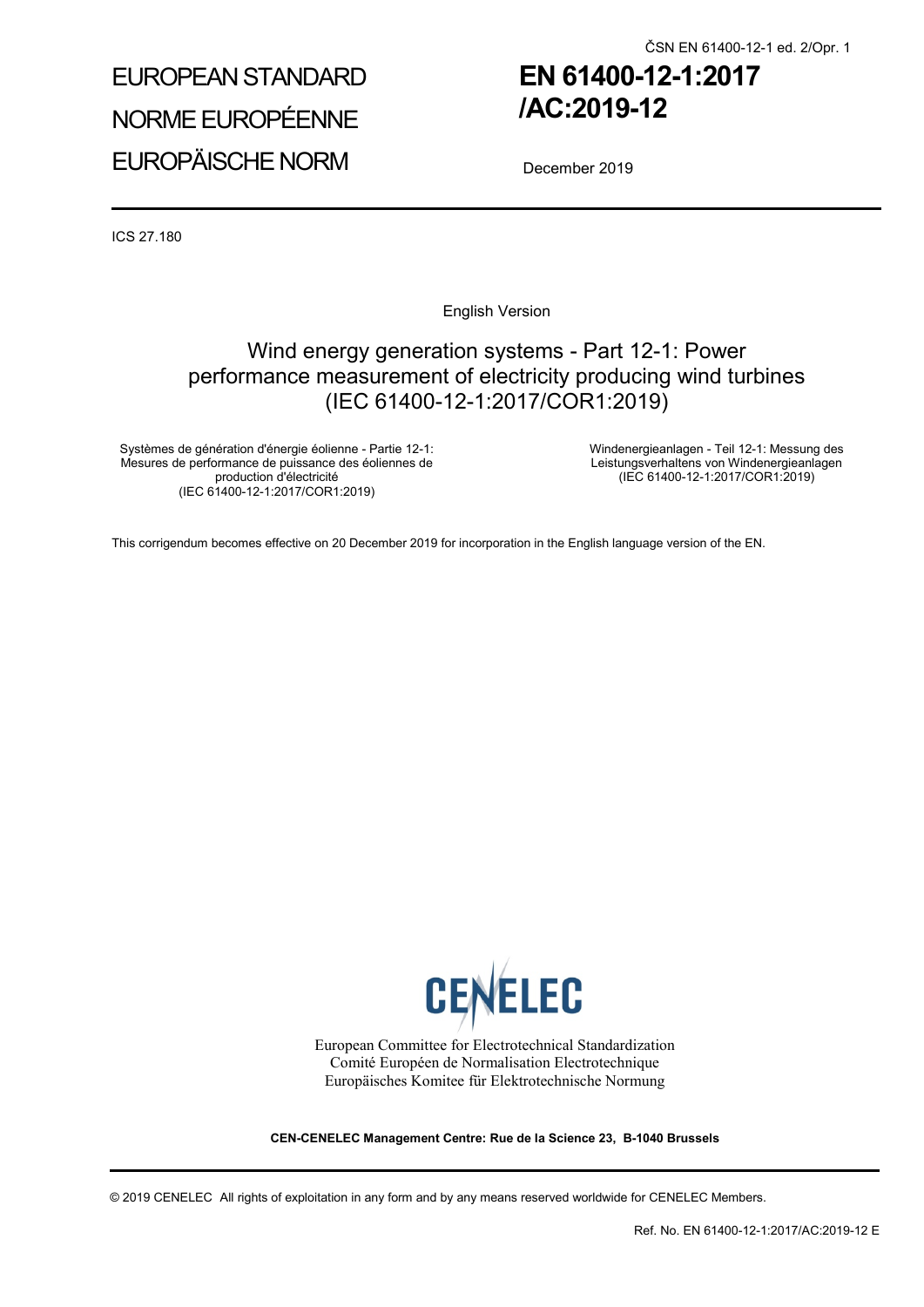# EUROPEAN STANDARD
# NORME EUROPÉENNE
# EUROPÄISCHE NORM

# EN 61400-12-1:2017 /AC:2019-12

December 2019

ICS 27.180

English Version

## Wind energy generation systems - Part 12-1: Power performance measurement of electricity producing wind turbines (IEC 61400-12-1:2017/COR1:2019)

Systèmes de génération d'énergie éolienne - Partie 12-1: Mesures de performance de puissance des éoliennes de production d'électricité (IEC 61400-12-1:2017/COR1:2019)

Windenergieanlagen - Teil 12-1: Messung des Leistungsverhaltens von Windenergieanlagen (IEC 61400-12-1:2017/COR1:2019)

This corrigendum becomes effective on 20 December 2019 for incorporation in the English language version of the EN.

CENELEC

European Committee for Electrotechnical Standardization
Comité Européen de Normalisation Electrotechnique
Europäisches Komitee für Elektrotechnische Normung

**CEN-CENELEC Management Centre: Rue de la Science 23, B-1040 Brussels**

© 2019 CENELEC All rights of exploitation in any form and by any means reserved worldwide for CENELEC Members.

Ref. No. EN 61400-12-1:2017/AC:2019-12 E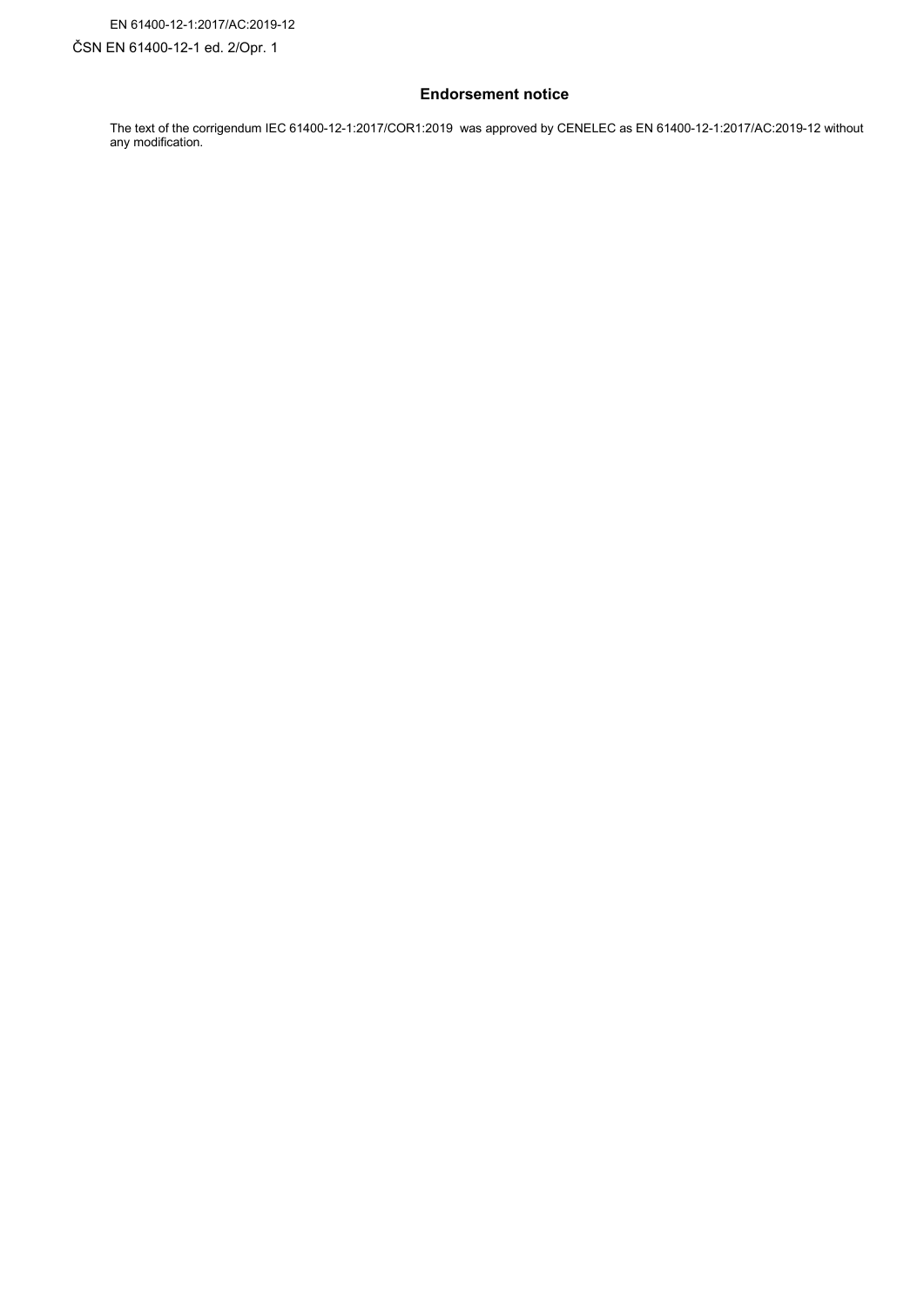## Endorsement notice

The text of the corrigendum IEC 61400-12-1:2017/COR1:2019 was approved by CENELEC as EN 61400-12-1:2017/AC:2019-12 without any modification.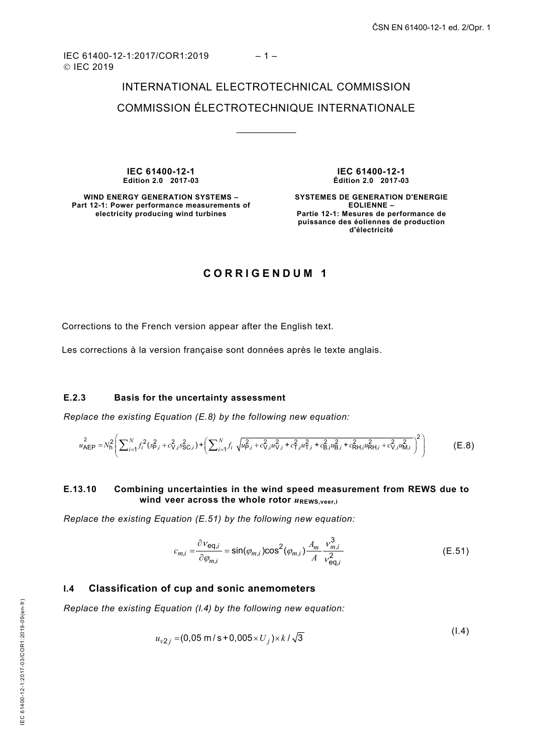IEC 61400-12-1:2017/COR1:2019
© IEC 2019

INTERNATIONAL ELECTROTECHNICAL COMMISSION

COMMISSION ÉLECTROTECHNIQUE INTERNATIONALE

____________

**IEC 61400-12-1**
**Edition 2.0 2017-03**

**WIND ENERGY GENERATION SYSTEMS – Part 12-1: Power performance measurements of electricity producing wind turbines**

**IEC 61400-12-1**
**Édition 2.0 2017-03**

**SYSTEMES DE GENERATION D'ENERGIE EOLIENNE – Partie 12-1: Mesures de performance de puissance des éoliennes de production d'électricité**

## CORRIGENDUM 1

Corrections to the French version appear after the English text.

Les corrections à la version française sont données après le texte anglais.

### E.2.3 Basis for the uncertainty assessment

*Replace the existing Equation (E.8) by the following new equation:*

$$u_{\mathrm{AEP}}^2 = N_{\mathrm{h}}^2 \left( \sum_{i=1}^{N} f_i^2 (s_{\mathrm{P},i}^2 + c_{\mathrm{V},i}^2 s_{\mathrm{SC},i}^2) + \left( \sum_{i=1}^{N} f_i \sqrt{u_{\mathrm{P},i}^2 + c_{\mathrm{V},i}^2 u_{\mathrm{V},i}^2 + c_{\mathrm{T},i}^2 u_{\mathrm{T},i}^2 + c_{\mathrm{B},i}^2 u_{\mathrm{B},i}^2 + c_{\mathrm{RH},i}^2 u_{\mathrm{RH},i}^2 + c_{\mathrm{V},i}^2 u_{\mathrm{M},i}^2} \right)^2 \right) \qquad \text{(E.8)}$$

### E.13.10 Combining uncertainties in the wind speed measurement from REWS due to wind veer across the whole rotor $u_{\mathrm{REWS,veer,i}}$

*Replace the existing Equation (E.51) by the following new equation:*

$$c_{m,i} = \frac{\partial v_{\mathrm{eq},i}}{\partial \varphi_{m,i}} = \sin(\varphi_{m,i}) \cos^2(\varphi_{m,i}) \frac{A_m}{A} \frac{v_{m,i}^3}{v_{\mathrm{eq},i}^2} \qquad \text{(E.51)}$$

### I.4 Classification of cup and sonic anemometers

*Replace the existing Equation (I.4) by the following new equation:*

$$u_{v2,j} = (0{,}05\ \mathrm{m/s} + 0{,}005 \times U_j) \times k / \sqrt{3} \qquad \text{(I.4)}$$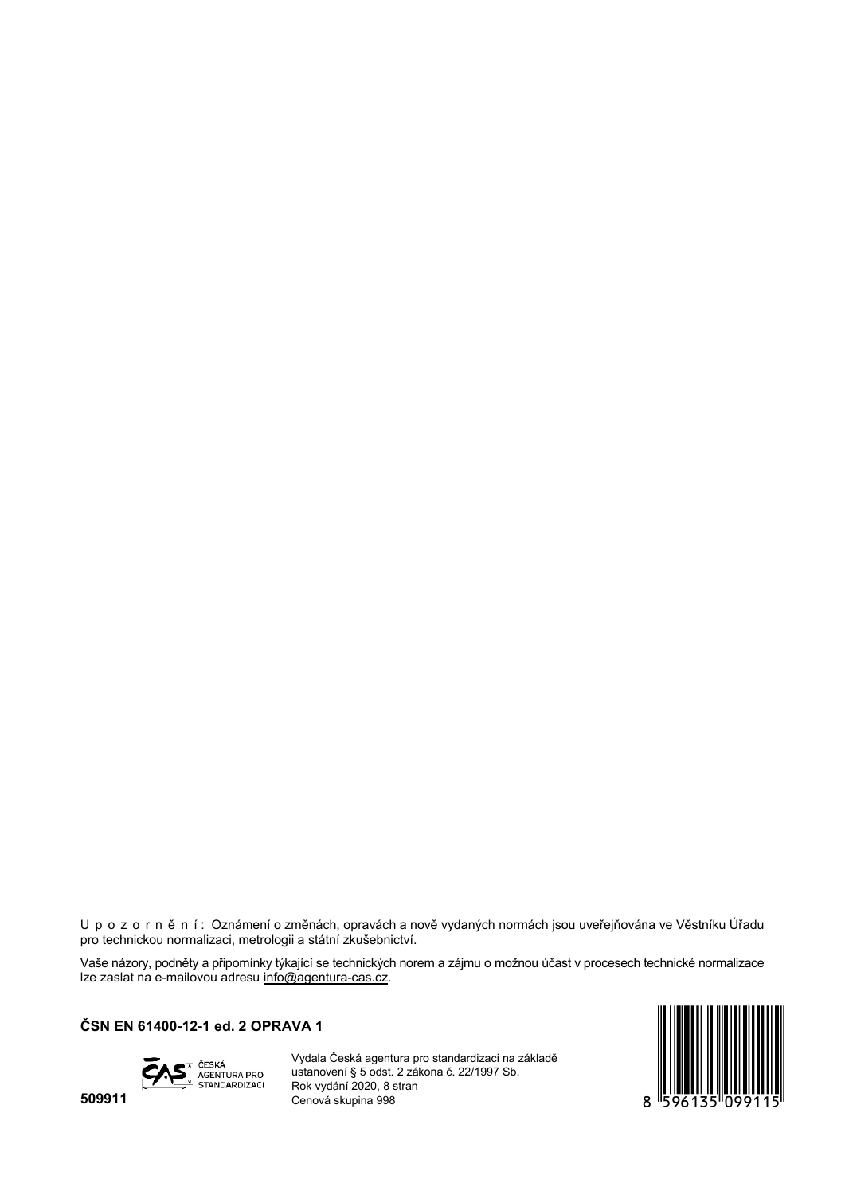U p o z o r n ě n í : Oznámení o změnách, opravách a nově vydaných normách jsou uveřejňována ve Věstníku Úřadu pro technickou normalizaci, metrologii a státní zkušebnictví.

Vaše názory, podněty a připomínky týkající se technických norem a zájmu o možnou účast v procesech technické normalizace lze zaslat na e-mailovou adresu info@agentura-cas.cz.

**ČSN EN 61400-12-1 ed. 2 OPRAVA 1**

ČESKÁ AGENTURA PRO STANDARDIZACI

Vydala Česká agentura pro standardizaci na základě ustanovení § 5 odst. 2 zákona č. 22/1997 Sb.
Rok vydání 2020, 8 stran
Cenová skupina 998

**509911**

8 596135 099115